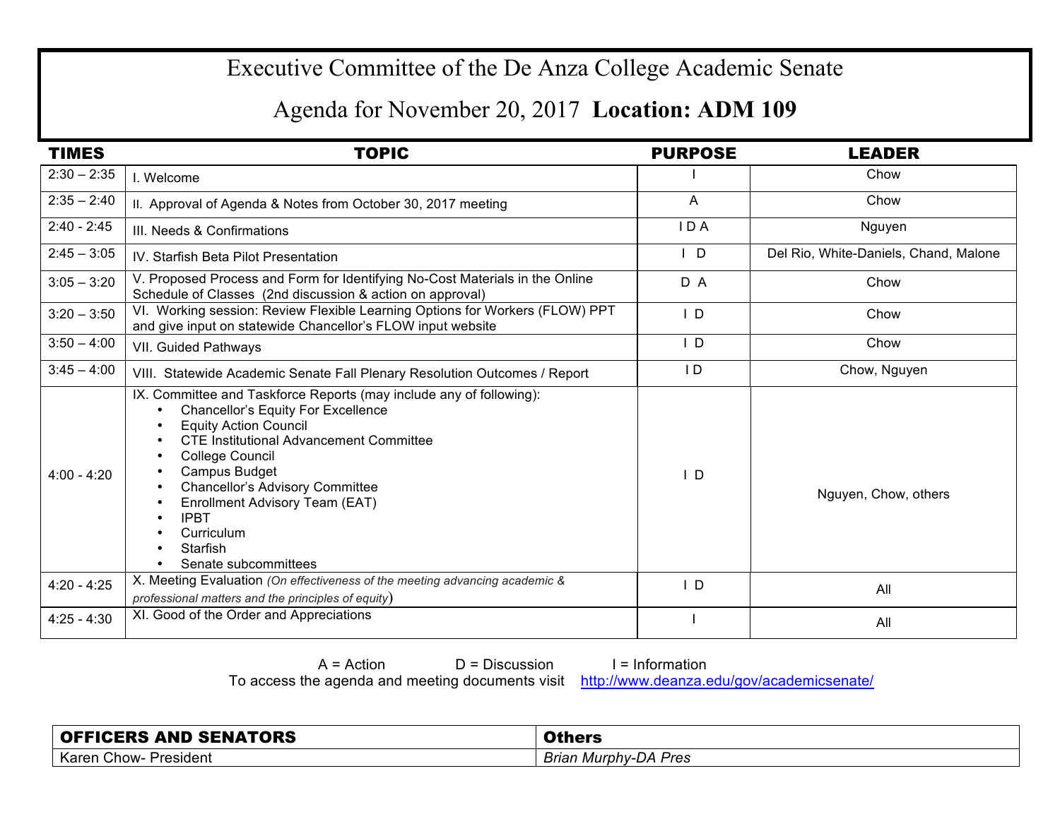# Executive Committee of the De Anza College Academic Senate

## Agenda for November 20, 2017 **Location: ADM 109**

| TIMES | TOPIC | PURPOSE | LEADER |
|---|---|---|---|
| 2:30 – 2:35 | I. Welcome | I | Chow |
| 2:35 – 2:40 | II. Approval of Agenda & Notes from October 30, 2017 meeting | A | Chow |
| 2:40 - 2:45 | III. Needs & Confirmations | I D A | Nguyen |
| 2:45 – 3:05 | IV. Starfish Beta Pilot Presentation | I D | Del Rio, White-Daniels, Chand, Malone |
| 3:05 – 3:20 | V. Proposed Process and Form for Identifying No-Cost Materials in the Online Schedule of Classes (2nd discussion & action on approval) | D A | Chow |
| 3:20 – 3:50 | VI. Working session: Review Flexible Learning Options for Workers (FLOW) PPT and give input on statewide Chancellor's FLOW input website | I D | Chow |
| 3:50 – 4:00 | VII. Guided Pathways | I D | Chow |
| 3:45 – 4:00 | VIII. Statewide Academic Senate Fall Plenary Resolution Outcomes / Report | I D | Chow, Nguyen |
| 4:00 - 4:20 | IX. Committee and Taskforce Reports (may include any of following):<br>• Chancellor's Equity For Excellence<br>• Equity Action Council<br>• CTE Institutional Advancement Committee<br>• College Council<br>• Campus Budget<br>• Chancellor's Advisory Committee<br>• Enrollment Advisory Team (EAT)<br>• IPBT<br>• Curriculum<br>• Starfish<br>• Senate subcommittees | I D | Nguyen, Chow, others |
| 4:20 - 4:25 | X. Meeting Evaluation *(On effectiveness of the meeting advancing academic & professional matters and the principles of equity)* | I D | All |
| 4:25 - 4:30 | XI. Good of the Order and Appreciations | I | All |

A = Action D = Discussion I = Information

To access the agenda and meeting documents visit http://www.deanza.edu/gov/academicsenate/

| OFFICERS AND SENATORS | Others |
|---|---|
| Karen Chow- President | *Brian Murphy-DA Pres* |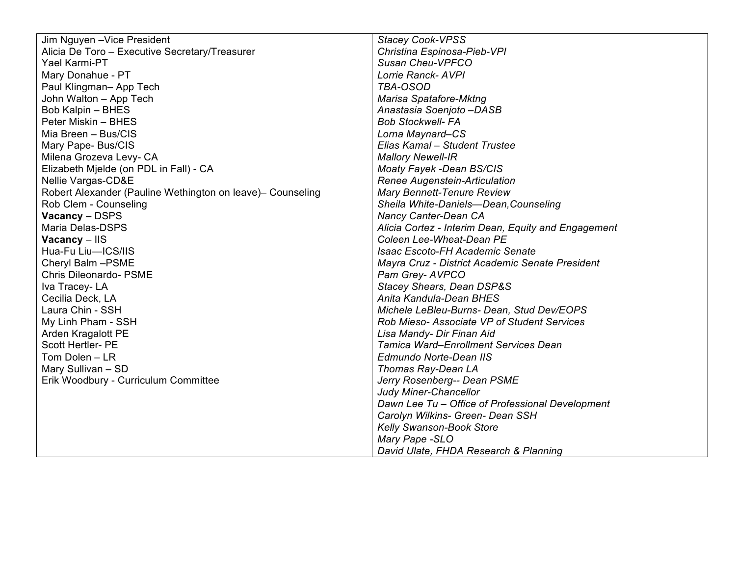| | |
|---|---|
| Jim Nguyen –Vice President | *Stacey Cook-VPSS* |
| Alicia De Toro – Executive Secretary/Treasurer | *Christina Espinosa-Pieb-VPI* |
| Yael Karmi-PT | *Susan Cheu-VPFCO* |
| Mary Donahue - PT | *Lorrie Ranck- AVPI* |
| Paul Klingman– App Tech | *TBA-OSOD* |
| John Walton – App Tech | *Marisa Spatafore-Mktng* |
| Bob Kalpin – BHES | *Anastasia Soenjoto –DASB* |
| Peter Miskin – BHES | *Bob Stockwell- FA* |
| Mia Breen – Bus/CIS | *Lorna Maynard–CS* |
| Mary Pape- Bus/CIS | *Elias Kamal – Student Trustee* |
| Milena Grozeva Levy- CA | *Mallory Newell-IR* |
| Elizabeth Mjelde (on PDL in Fall) - CA | *Moaty Fayek -Dean BS/CIS* |
| Nellie Vargas-CD&E | *Renee Augenstein-Articulation* |
| Robert Alexander (Pauline Wethington on leave)– Counseling | *Mary Bennett-Tenure Review* |
| Rob Clem - Counseling | *Sheila White-Daniels—Dean,Counseling* |
| **Vacancy** – DSPS | *Nancy Canter-Dean CA* |
| Maria Delas-DSPS | *Alicia Cortez - Interim Dean, Equity and Engagement* |
| **Vacancy** – IIS | *Coleen Lee-Wheat-Dean PE* |
| Hua-Fu Liu—ICS/IIS | *Isaac Escoto-FH Academic Senate* |
| Cheryl Balm –PSME | *Mayra Cruz - District Academic Senate President* |
| Chris Dileonardo- PSME | *Pam Grey- AVPCO* |
| Iva Tracey- LA | *Stacey Shears, Dean DSP&S* |
| Cecilia Deck, LA | *Anita Kandula-Dean BHES* |
| Laura Chin - SSH | *Michele LeBleu-Burns- Dean, Stud Dev/EOPS* |
| My Linh Pham - SSH | *Rob Mieso- Associate VP of Student Services* |
| Arden Kragalott PE | *Lisa Mandy- Dir Finan Aid* |
| Scott Hertler- PE | *Tamica Ward–Enrollment Services Dean* |
| Tom Dolen – LR | *Edmundo Norte-Dean IIS* |
| Mary Sullivan – SD | *Thomas Ray-Dean LA* |
| Erik Woodbury - Curriculum Committee | *Jerry Rosenberg-- Dean PSME* |
| | *Judy Miner-Chancellor* |
| | *Dawn Lee Tu – Office of Professional Development* |
| | *Carolyn Wilkins- Green- Dean SSH* |
| | *Kelly Swanson-Book Store* |
| | *Mary Pape -SLO* |
| | *David Ulate, FHDA Research & Planning* |